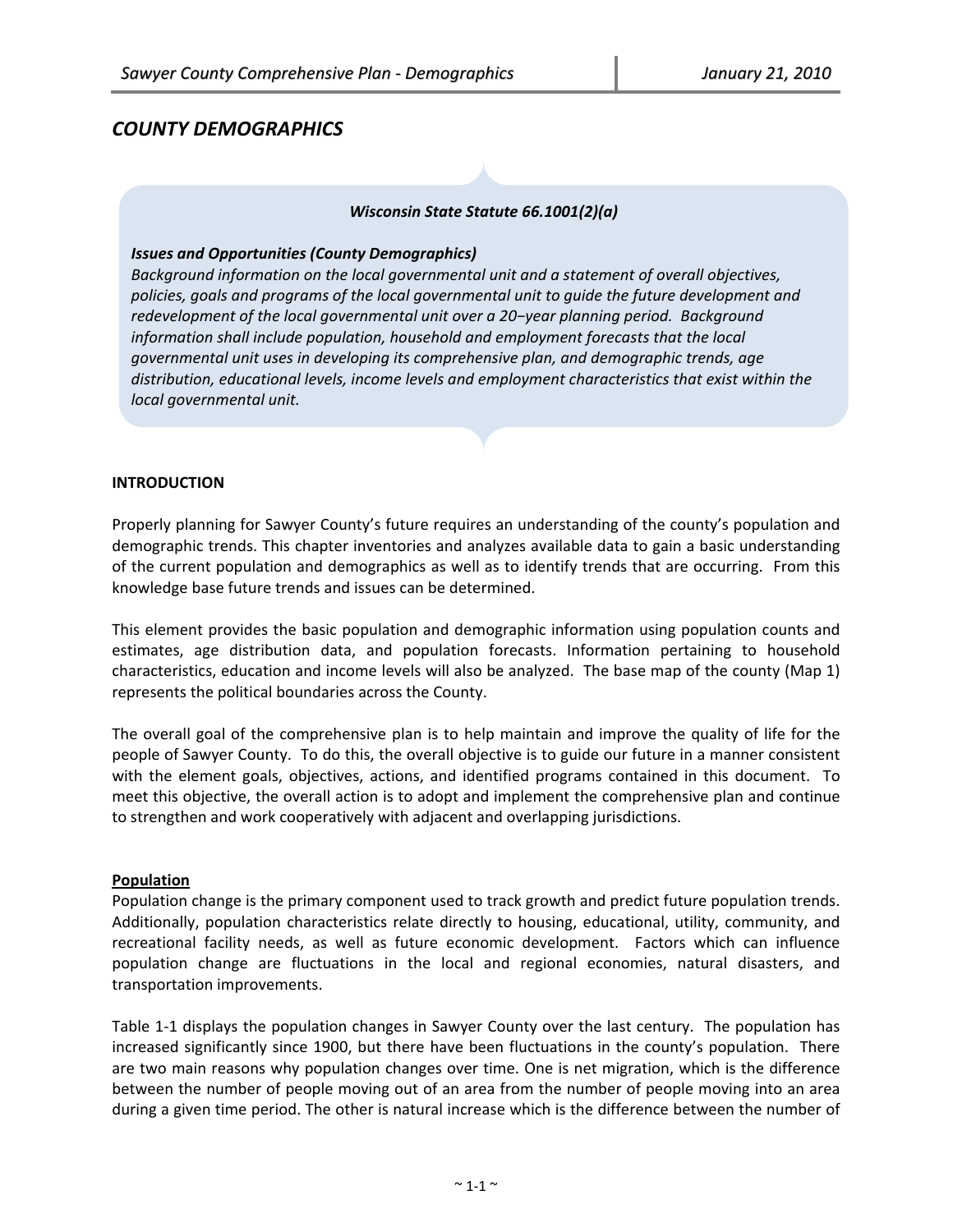# COUNTY DEMOGRAPHICS

***Wisconsin State Statute 66.1001(2)(a)***

***Issues and Opportunities (County Demographics)***
*Background information on the local governmental unit and a statement of overall objectives, policies, goals and programs of the local governmental unit to guide the future development and redevelopment of the local governmental unit over a 20-year planning period. Background information shall include population, household and employment forecasts that the local governmental unit uses in developing its comprehensive plan, and demographic trends, age distribution, educational levels, income levels and employment characteristics that exist within the local governmental unit.*

## INTRODUCTION

Properly planning for Sawyer County's future requires an understanding of the county's population and demographic trends. This chapter inventories and analyzes available data to gain a basic understanding of the current population and demographics as well as to identify trends that are occurring. From this knowledge base future trends and issues can be determined.

This element provides the basic population and demographic information using population counts and estimates, age distribution data, and population forecasts. Information pertaining to household characteristics, education and income levels will also be analyzed. The base map of the county (Map 1) represents the political boundaries across the County.

The overall goal of the comprehensive plan is to help maintain and improve the quality of life for the people of Sawyer County. To do this, the overall objective is to guide our future in a manner consistent with the element goals, objectives, actions, and identified programs contained in this document. To meet this objective, the overall action is to adopt and implement the comprehensive plan and continue to strengthen and work cooperatively with adjacent and overlapping jurisdictions.

### Population

Population change is the primary component used to track growth and predict future population trends. Additionally, population characteristics relate directly to housing, educational, utility, community, and recreational facility needs, as well as future economic development. Factors which can influence population change are fluctuations in the local and regional economies, natural disasters, and transportation improvements.

Table 1-1 displays the population changes in Sawyer County over the last century. The population has increased significantly since 1900, but there have been fluctuations in the county's population. There are two main reasons why population changes over time. One is net migration, which is the difference between the number of people moving out of an area from the number of people moving into an area during a given time period. The other is natural increase which is the difference between the number of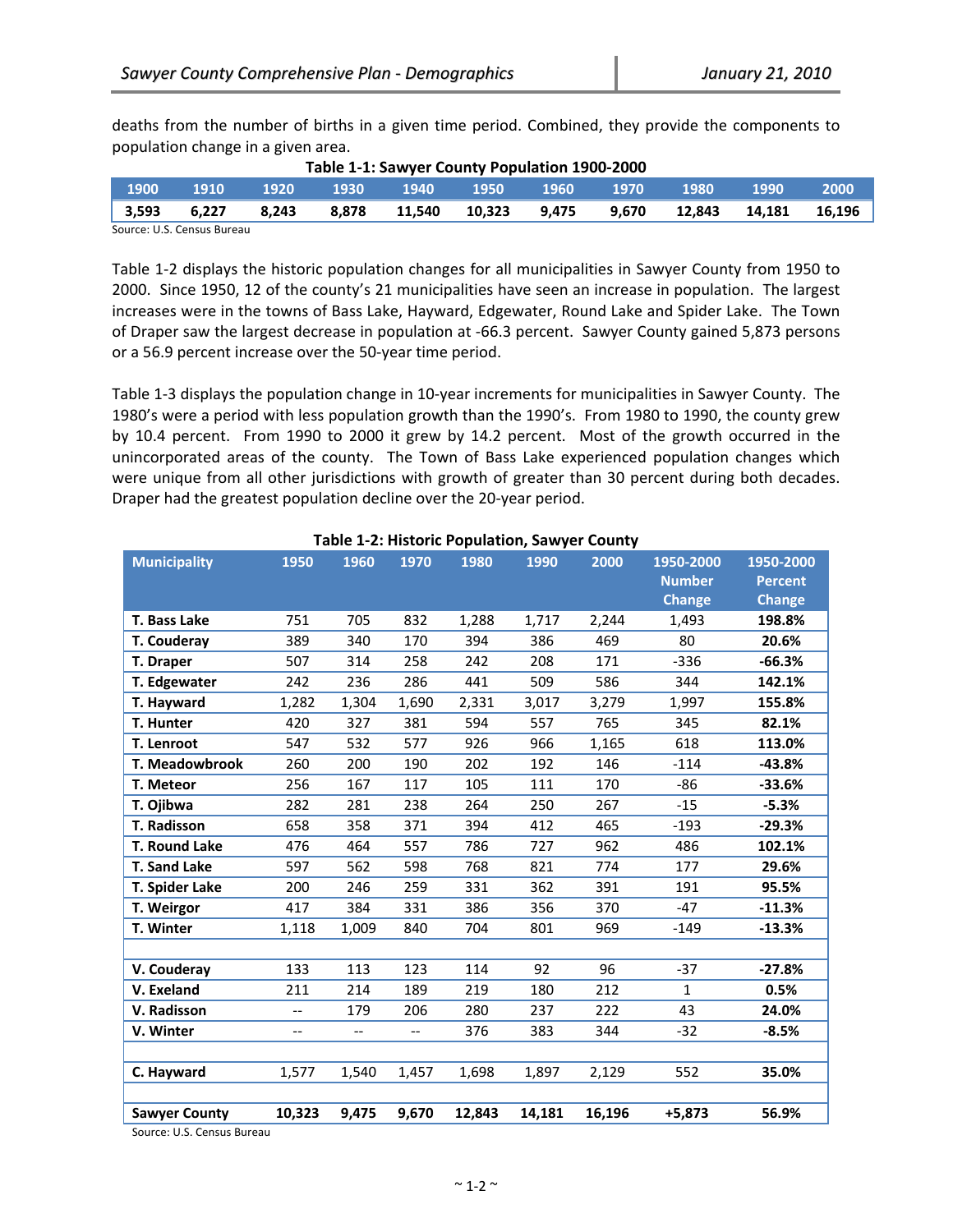deaths from the number of births in a given time period. Combined, they provide the components to population change in a given area.

**Table 1-1: Sawyer County Population 1900-2000**

| 1900 | 1910 | 1920 | 1930 | 1940 | 1950 | 1960 | 1970 | 1980 | 1990 | 2000 |
|---|---|---|---|---|---|---|---|---|---|---|
| 3,593 | 6,227 | 8,243 | 8,878 | 11,540 | 10,323 | 9,475 | 9,670 | 12,843 | 14,181 | 16,196 |

Source: U.S. Census Bureau

Table 1-2 displays the historic population changes for all municipalities in Sawyer County from 1950 to 2000. Since 1950, 12 of the county's 21 municipalities have seen an increase in population. The largest increases were in the towns of Bass Lake, Hayward, Edgewater, Round Lake and Spider Lake. The Town of Draper saw the largest decrease in population at -66.3 percent. Sawyer County gained 5,873 persons or a 56.9 percent increase over the 50-year time period.

Table 1-3 displays the population change in 10-year increments for municipalities in Sawyer County. The 1980's were a period with less population growth than the 1990's. From 1980 to 1990, the county grew by 10.4 percent. From 1990 to 2000 it grew by 14.2 percent. Most of the growth occurred in the unincorporated areas of the county. The Town of Bass Lake experienced population changes which were unique from all other jurisdictions with growth of greater than 30 percent during both decades. Draper had the greatest population decline over the 20-year period.

**Table 1-2: Historic Population, Sawyer County**

| Municipality | 1950 | 1960 | 1970 | 1980 | 1990 | 2000 | 1950-2000 Number Change | 1950-2000 Percent Change |
|---|---|---|---|---|---|---|---|---|
| **T. Bass Lake** | 751 | 705 | 832 | 1,288 | 1,717 | 2,244 | 1,493 | **198.8%** |
| **T. Couderay** | 389 | 340 | 170 | 394 | 386 | 469 | 80 | **20.6%** |
| **T. Draper** | 507 | 314 | 258 | 242 | 208 | 171 | -336 | **-66.3%** |
| **T. Edgewater** | 242 | 236 | 286 | 441 | 509 | 586 | 344 | **142.1%** |
| **T. Hayward** | 1,282 | 1,304 | 1,690 | 2,331 | 3,017 | 3,279 | 1,997 | **155.8%** |
| **T. Hunter** | 420 | 327 | 381 | 594 | 557 | 765 | 345 | **82.1%** |
| **T. Lenroot** | 547 | 532 | 577 | 926 | 966 | 1,165 | 618 | **113.0%** |
| **T. Meadowbrook** | 260 | 200 | 190 | 202 | 192 | 146 | -114 | **-43.8%** |
| **T. Meteor** | 256 | 167 | 117 | 105 | 111 | 170 | -86 | **-33.6%** |
| **T. Ojibwa** | 282 | 281 | 238 | 264 | 250 | 267 | -15 | **-5.3%** |
| **T. Radisson** | 658 | 358 | 371 | 394 | 412 | 465 | -193 | **-29.3%** |
| **T. Round Lake** | 476 | 464 | 557 | 786 | 727 | 962 | 486 | **102.1%** |
| **T. Sand Lake** | 597 | 562 | 598 | 768 | 821 | 774 | 177 | **29.6%** |
| **T. Spider Lake** | 200 | 246 | 259 | 331 | 362 | 391 | 191 | **95.5%** |
| **T. Weirgor** | 417 | 384 | 331 | 386 | 356 | 370 | -47 | **-11.3%** |
| **T. Winter** | 1,118 | 1,009 | 840 | 704 | 801 | 969 | -149 | **-13.3%** |
| | | | | | | | | |
| **V. Couderay** | 133 | 113 | 123 | 114 | 92 | 96 | -37 | **-27.8%** |
| **V. Exeland** | 211 | 214 | 189 | 219 | 180 | 212 | 1 | **0.5%** |
| **V. Radisson** | -- | 179 | 206 | 280 | 237 | 222 | 43 | **24.0%** |
| **V. Winter** | -- | -- | -- | 376 | 383 | 344 | -32 | **-8.5%** |
| | | | | | | | | |
| **C. Hayward** | 1,577 | 1,540 | 1,457 | 1,698 | 1,897 | 2,129 | 552 | **35.0%** |
| | | | | | | | | |
| **Sawyer County** | **10,323** | **9,475** | **9,670** | **12,843** | **14,181** | **16,196** | **+5,873** | **56.9%** |

Source: U.S. Census Bureau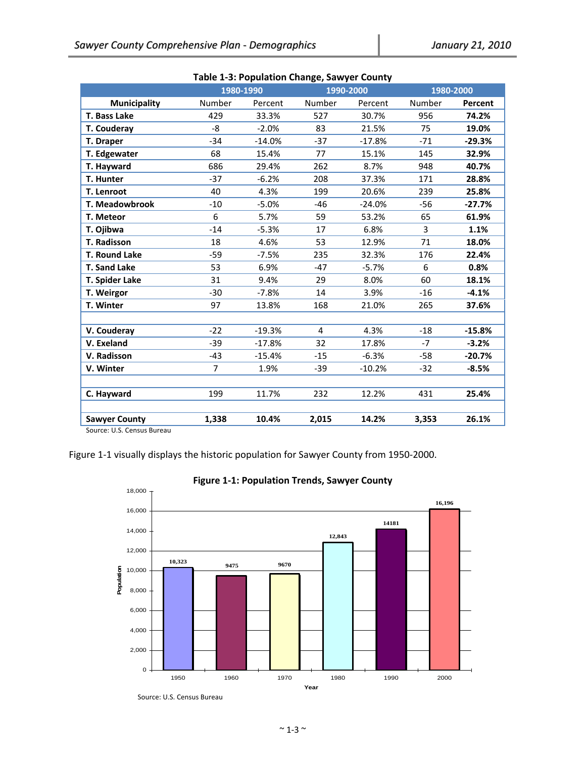**Table 1-3: Population Change, Sawyer County**

| | 1980-1990 | | 1990-2000 | | 1980-2000 | |
|---|---|---|---|---|---|---|
| **Municipality** | Number | Percent | Number | Percent | Number | **Percent** |
| **T. Bass Lake** | 429 | 33.3% | 527 | 30.7% | 956 | **74.2%** |
| **T. Couderay** | -8 | -2.0% | 83 | 21.5% | 75 | **19.0%** |
| **T. Draper** | -34 | -14.0% | -37 | -17.8% | -71 | **-29.3%** |
| **T. Edgewater** | 68 | 15.4% | 77 | 15.1% | 145 | **32.9%** |
| **T. Hayward** | 686 | 29.4% | 262 | 8.7% | 948 | **40.7%** |
| **T. Hunter** | -37 | -6.2% | 208 | 37.3% | 171 | **28.8%** |
| **T. Lenroot** | 40 | 4.3% | 199 | 20.6% | 239 | **25.8%** |
| **T. Meadowbrook** | -10 | -5.0% | -46 | -24.0% | -56 | **-27.7%** |
| **T. Meteor** | 6 | 5.7% | 59 | 53.2% | 65 | **61.9%** |
| **T. Ojibwa** | -14 | -5.3% | 17 | 6.8% | 3 | **1.1%** |
| **T. Radisson** | 18 | 4.6% | 53 | 12.9% | 71 | **18.0%** |
| **T. Round Lake** | -59 | -7.5% | 235 | 32.3% | 176 | **22.4%** |
| **T. Sand Lake** | 53 | 6.9% | -47 | -5.7% | 6 | **0.8%** |
| **T. Spider Lake** | 31 | 9.4% | 29 | 8.0% | 60 | **18.1%** |
| **T. Weirgor** | -30 | -7.8% | 14 | 3.9% | -16 | **-4.1%** |
| **T. Winter** | 97 | 13.8% | 168 | 21.0% | 265 | **37.6%** |
| | | | | | | |
| **V. Couderay** | -22 | -19.3% | 4 | 4.3% | -18 | **-15.8%** |
| **V. Exeland** | -39 | -17.8% | 32 | 17.8% | -7 | **-3.2%** |
| **V. Radisson** | -43 | -15.4% | -15 | -6.3% | -58 | **-20.7%** |
| **V. Winter** | 7 | 1.9% | -39 | -10.2% | -32 | **-8.5%** |
| | | | | | | |
| **C. Hayward** | 199 | 11.7% | 232 | 12.2% | 431 | **25.4%** |
| | | | | | | |
| **Sawyer County** | **1,338** | **10.4%** | **2,015** | **14.2%** | **3,353** | **26.1%** |

Source: U.S. Census Bureau

Figure 1-1 visually displays the historic population for Sawyer County from 1950-2000.

**Figure 1-1: Population Trends, Sawyer County**

| Year | 1950 | 1960 | 1970 | 1980 | 1990 | 2000 |
|---|---|---|---|---|---|---|
| Population | 10,323 | 9475 | 9670 | 12,843 | 14181 | 16,196 |

Source: U.S. Census Bureau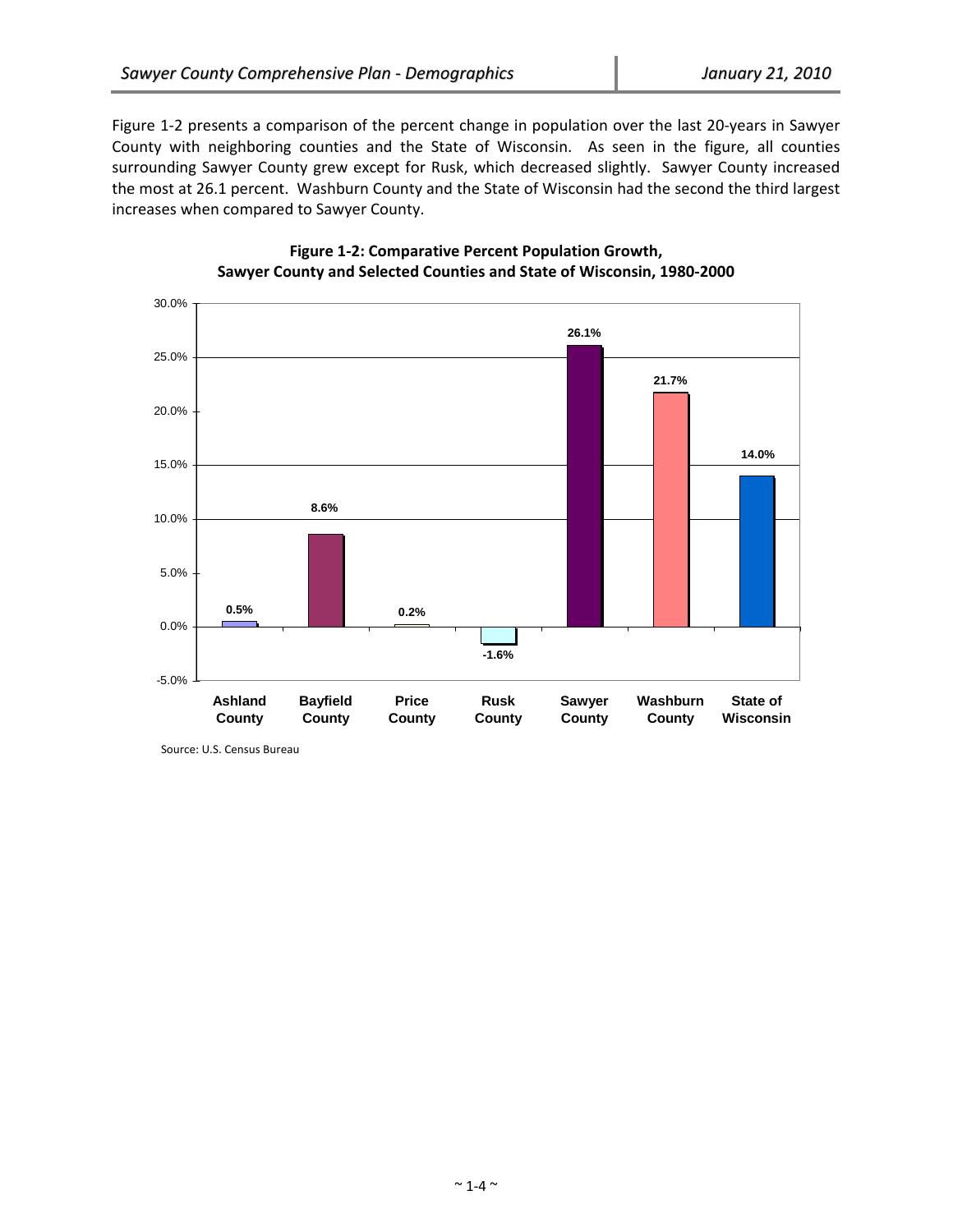Figure 1-2 presents a comparison of the percent change in population over the last 20-years in Sawyer County with neighboring counties and the State of Wisconsin. As seen in the figure, all counties surrounding Sawyer County grew except for Rusk, which decreased slightly. Sawyer County increased the most at 26.1 percent. Washburn County and the State of Wisconsin had the second the third largest increases when compared to Sawyer County.

**Figure 1-2: Comparative Percent Population Growth, Sawyer County and Selected Counties and State of Wisconsin, 1980-2000**

| Area | Percent Change |
| --- | --- |
| Ashland County | 0.5% |
| Bayfield County | 8.6% |
| Price County | 0.2% |
| Rusk County | -1.6% |
| Sawyer County | 26.1% |
| Washburn County | 21.7% |
| State of Wisconsin | 14.0% |

Source: U.S. Census Bureau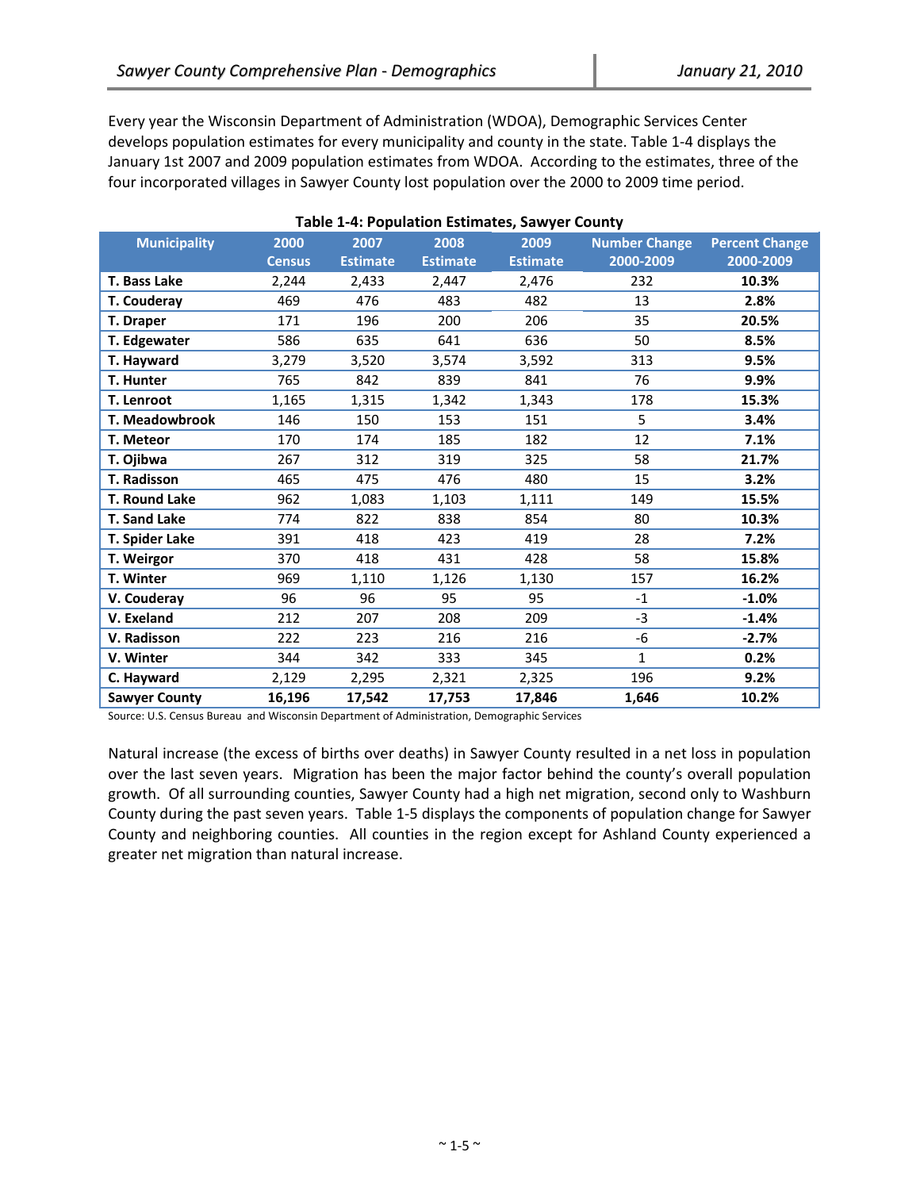Every year the Wisconsin Department of Administration (WDOA), Demographic Services Center develops population estimates for every municipality and county in the state. Table 1-4 displays the January 1st 2007 and 2009 population estimates from WDOA. According to the estimates, three of the four incorporated villages in Sawyer County lost population over the 2000 to 2009 time period.

**Table 1-4: Population Estimates, Sawyer County**

| Municipality | 2000 Census | 2007 Estimate | 2008 Estimate | 2009 Estimate | Number Change 2000-2009 | Percent Change 2000-2009 |
|---|---|---|---|---|---|---|
| **T. Bass Lake** | 2,244 | 2,433 | 2,447 | 2,476 | 232 | **10.3%** |
| **T. Couderay** | 469 | 476 | 483 | 482 | 13 | **2.8%** |
| **T. Draper** | 171 | 196 | 200 | 206 | 35 | **20.5%** |
| **T. Edgewater** | 586 | 635 | 641 | 636 | 50 | **8.5%** |
| **T. Hayward** | 3,279 | 3,520 | 3,574 | 3,592 | 313 | **9.5%** |
| **T. Hunter** | 765 | 842 | 839 | 841 | 76 | **9.9%** |
| **T. Lenroot** | 1,165 | 1,315 | 1,342 | 1,343 | 178 | **15.3%** |
| **T. Meadowbrook** | 146 | 150 | 153 | 151 | 5 | **3.4%** |
| **T. Meteor** | 170 | 174 | 185 | 182 | 12 | **7.1%** |
| **T. Ojibwa** | 267 | 312 | 319 | 325 | 58 | **21.7%** |
| **T. Radisson** | 465 | 475 | 476 | 480 | 15 | **3.2%** |
| **T. Round Lake** | 962 | 1,083 | 1,103 | 1,111 | 149 | **15.5%** |
| **T. Sand Lake** | 774 | 822 | 838 | 854 | 80 | **10.3%** |
| **T. Spider Lake** | 391 | 418 | 423 | 419 | 28 | **7.2%** |
| **T. Weirgor** | 370 | 418 | 431 | 428 | 58 | **15.8%** |
| **T. Winter** | 969 | 1,110 | 1,126 | 1,130 | 157 | **16.2%** |
| **V. Couderay** | 96 | 96 | 95 | 95 | -1 | **-1.0%** |
| **V. Exeland** | 212 | 207 | 208 | 209 | -3 | **-1.4%** |
| **V. Radisson** | 222 | 223 | 216 | 216 | -6 | **-2.7%** |
| **V. Winter** | 344 | 342 | 333 | 345 | 1 | **0.2%** |
| **C. Hayward** | 2,129 | 2,295 | 2,321 | 2,325 | 196 | **9.2%** |
| **Sawyer County** | **16,196** | **17,542** | **17,753** | **17,846** | **1,646** | **10.2%** |

Source: U.S. Census Bureau and Wisconsin Department of Administration, Demographic Services

Natural increase (the excess of births over deaths) in Sawyer County resulted in a net loss in population over the last seven years. Migration has been the major factor behind the county's overall population growth. Of all surrounding counties, Sawyer County had a high net migration, second only to Washburn County during the past seven years. Table 1-5 displays the components of population change for Sawyer County and neighboring counties. All counties in the region except for Ashland County experienced a greater net migration than natural increase.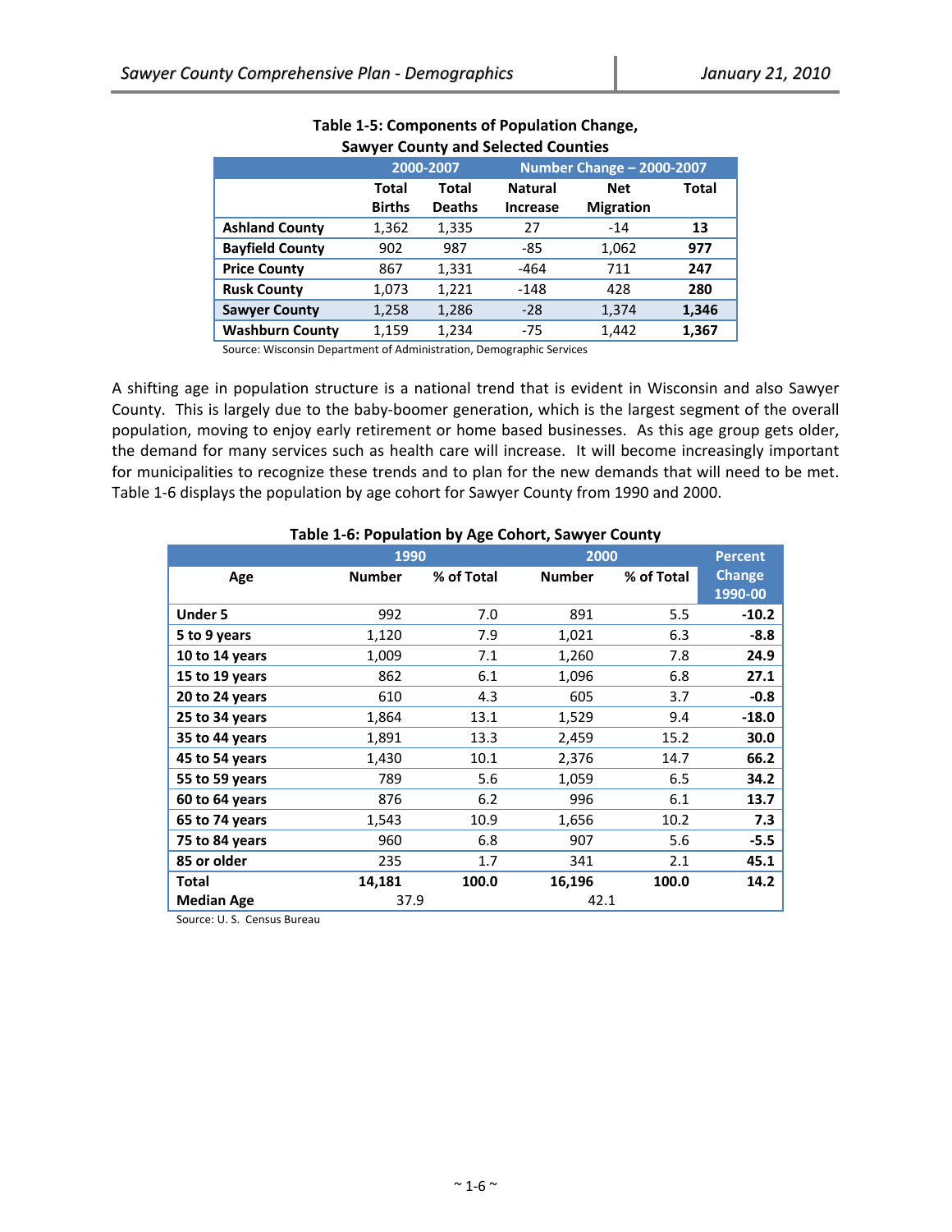**Table 1-5: Components of Population Change, Sawyer County and Selected Counties**

| | 2000-2007 | | Number Change – 2000-2007 | | |
|---|---|---|---|---|---|
| | Total Births | Total Deaths | Natural Increase | Net Migration | Total |
| **Ashland County** | 1,362 | 1,335 | 27 | -14 | **13** |
| **Bayfield County** | 902 | 987 | -85 | 1,062 | **977** |
| **Price County** | 867 | 1,331 | -464 | 711 | **247** |
| **Rusk County** | 1,073 | 1,221 | -148 | 428 | **280** |
| **Sawyer County** | 1,258 | 1,286 | -28 | 1,374 | **1,346** |
| **Washburn County** | 1,159 | 1,234 | -75 | 1,442 | **1,367** |

Source: Wisconsin Department of Administration, Demographic Services

A shifting age in population structure is a national trend that is evident in Wisconsin and also Sawyer County. This is largely due to the baby-boomer generation, which is the largest segment of the overall population, moving to enjoy early retirement or home based businesses. As this age group gets older, the demand for many services such as health care will increase. It will become increasingly important for municipalities to recognize these trends and to plan for the new demands that will need to be met. Table 1-6 displays the population by age cohort for Sawyer County from 1990 and 2000.

**Table 1-6: Population by Age Cohort, Sawyer County**

| | 1990 | | 2000 | | Percent |
|---|---|---|---|---|---|
| Age | Number | % of Total | Number | % of Total | Change 1990-00 |
| **Under 5** | 992 | 7.0 | 891 | 5.5 | **-10.2** |
| **5 to 9 years** | 1,120 | 7.9 | 1,021 | 6.3 | **-8.8** |
| **10 to 14 years** | 1,009 | 7.1 | 1,260 | 7.8 | **24.9** |
| **15 to 19 years** | 862 | 6.1 | 1,096 | 6.8 | **27.1** |
| **20 to 24 years** | 610 | 4.3 | 605 | 3.7 | **-0.8** |
| **25 to 34 years** | 1,864 | 13.1 | 1,529 | 9.4 | **-18.0** |
| **35 to 44 years** | 1,891 | 13.3 | 2,459 | 15.2 | **30.0** |
| **45 to 54 years** | 1,430 | 10.1 | 2,376 | 14.7 | **66.2** |
| **55 to 59 years** | 789 | 5.6 | 1,059 | 6.5 | **34.2** |
| **60 to 64 years** | 876 | 6.2 | 996 | 6.1 | **13.7** |
| **65 to 74 years** | 1,543 | 10.9 | 1,656 | 10.2 | **7.3** |
| **75 to 84 years** | 960 | 6.8 | 907 | 5.6 | **-5.5** |
| **85 or older** | 235 | 1.7 | 341 | 2.1 | **45.1** |
| **Total** | **14,181** | **100.0** | **16,196** | **100.0** | **14.2** |
| **Median Age** | 37.9 | | 42.1 | | |

Source: U. S. Census Bureau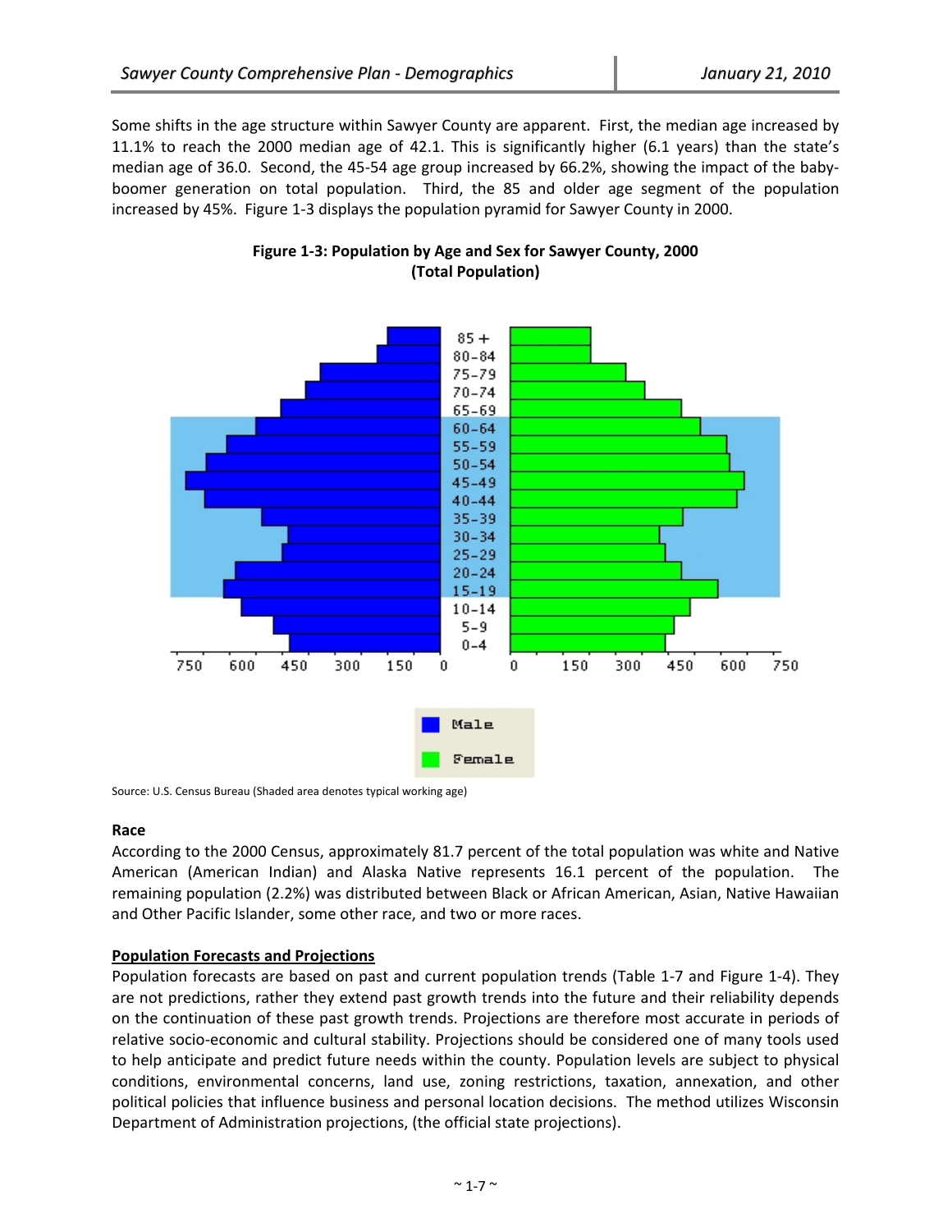Some shifts in the age structure within Sawyer County are apparent. First, the median age increased by 11.1% to reach the 2000 median age of 42.1. This is significantly higher (6.1 years) than the state's median age of 36.0. Second, the 45-54 age group increased by 66.2%, showing the impact of the baby-boomer generation on total population. Third, the 85 and older age segment of the population increased by 45%. Figure 1-3 displays the population pyramid for Sawyer County in 2000.

**Figure 1-3: Population by Age and Sex for Sawyer County, 2000 (Total Population)**

Source: U.S. Census Bureau (Shaded area denotes typical working age)

**Race**

According to the 2000 Census, approximately 81.7 percent of the total population was white and Native American (American Indian) and Alaska Native represents 16.1 percent of the population. The remaining population (2.2%) was distributed between Black or African American, Asian, Native Hawaiian and Other Pacific Islander, some other race, and two or more races.

**Population Forecasts and Projections**

Population forecasts are based on past and current population trends (Table 1-7 and Figure 1-4). They are not predictions, rather they extend past growth trends into the future and their reliability depends on the continuation of these past growth trends. Projections are therefore most accurate in periods of relative socio-economic and cultural stability. Projections should be considered one of many tools used to help anticipate and predict future needs within the county. Population levels are subject to physical conditions, environmental concerns, land use, zoning restrictions, taxation, annexation, and other political policies that influence business and personal location decisions. The method utilizes Wisconsin Department of Administration projections, (the official state projections).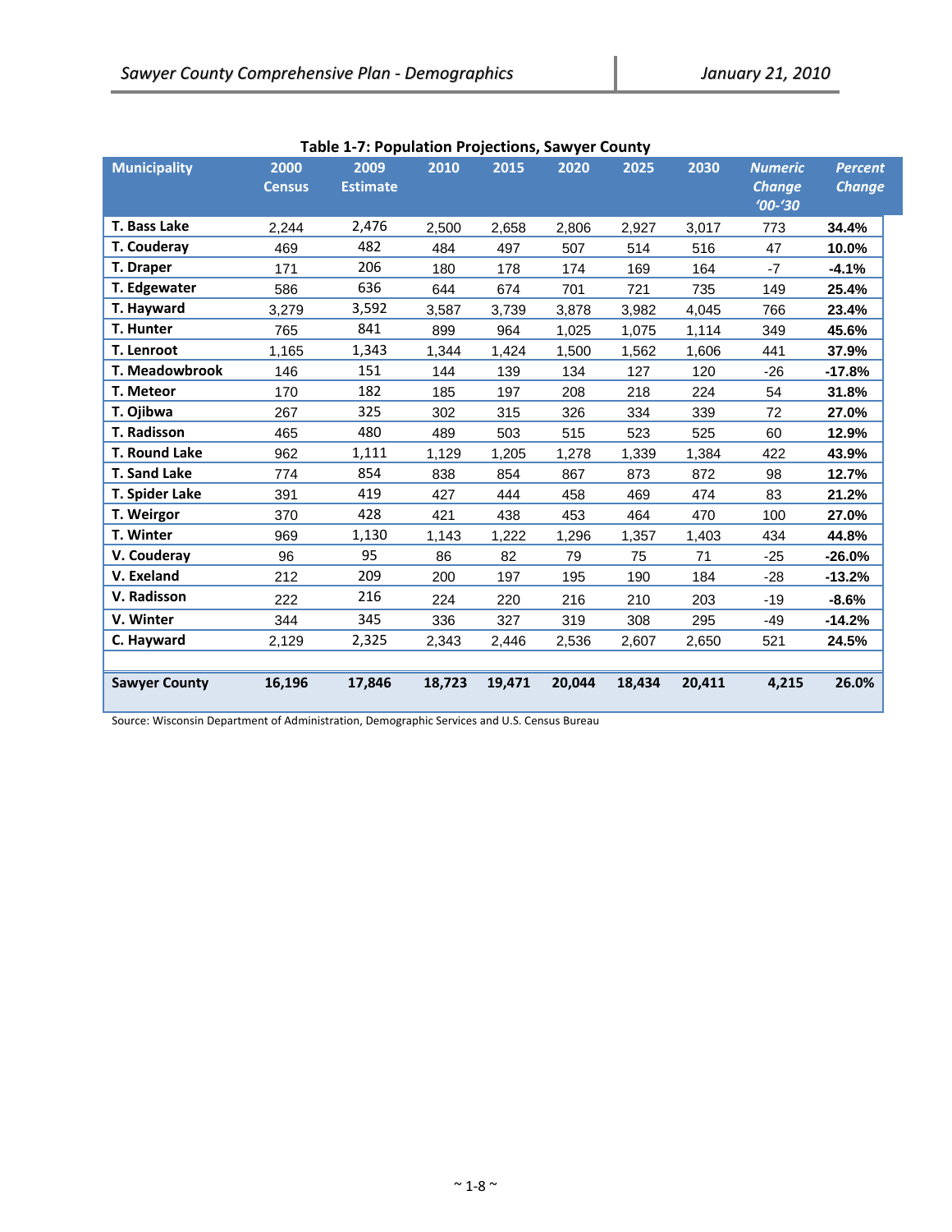Table 1-7: Population Projections, Sawyer County

| Municipality | 2000 Census | 2009 Estimate | 2010 | 2015 | 2020 | 2025 | 2030 | *Numeric Change '00-'30* | *Percent Change* |
|---|---|---|---|---|---|---|---|---|---|
| **T. Bass Lake** | 2,244 | 2,476 | 2,500 | 2,658 | 2,806 | 2,927 | 3,017 | 773 | **34.4%** |
| **T. Couderay** | 469 | 482 | 484 | 497 | 507 | 514 | 516 | 47 | **10.0%** |
| **T. Draper** | 171 | 206 | 180 | 178 | 174 | 169 | 164 | -7 | **-4.1%** |
| **T. Edgewater** | 586 | 636 | 644 | 674 | 701 | 721 | 735 | 149 | **25.4%** |
| **T. Hayward** | 3,279 | 3,592 | 3,587 | 3,739 | 3,878 | 3,982 | 4,045 | 766 | **23.4%** |
| **T. Hunter** | 765 | 841 | 899 | 964 | 1,025 | 1,075 | 1,114 | 349 | **45.6%** |
| **T. Lenroot** | 1,165 | 1,343 | 1,344 | 1,424 | 1,500 | 1,562 | 1,606 | 441 | **37.9%** |
| **T. Meadowbrook** | 146 | 151 | 144 | 139 | 134 | 127 | 120 | -26 | **-17.8%** |
| **T. Meteor** | 170 | 182 | 185 | 197 | 208 | 218 | 224 | 54 | **31.8%** |
| **T. Ojibwa** | 267 | 325 | 302 | 315 | 326 | 334 | 339 | 72 | **27.0%** |
| **T. Radisson** | 465 | 480 | 489 | 503 | 515 | 523 | 525 | 60 | **12.9%** |
| **T. Round Lake** | 962 | 1,111 | 1,129 | 1,205 | 1,278 | 1,339 | 1,384 | 422 | **43.9%** |
| **T. Sand Lake** | 774 | 854 | 838 | 854 | 867 | 873 | 872 | 98 | **12.7%** |
| **T. Spider Lake** | 391 | 419 | 427 | 444 | 458 | 469 | 474 | 83 | **21.2%** |
| **T. Weirgor** | 370 | 428 | 421 | 438 | 453 | 464 | 470 | 100 | **27.0%** |
| **T. Winter** | 969 | 1,130 | 1,143 | 1,222 | 1,296 | 1,357 | 1,403 | 434 | **44.8%** |
| **V. Couderay** | 96 | 95 | 86 | 82 | 79 | 75 | 71 | -25 | **-26.0%** |
| **V. Exeland** | 212 | 209 | 200 | 197 | 195 | 190 | 184 | -28 | **-13.2%** |
| **V. Radisson** | 222 | 216 | 224 | 220 | 216 | 210 | 203 | -19 | **-8.6%** |
| **V. Winter** | 344 | 345 | 336 | 327 | 319 | 308 | 295 | -49 | **-14.2%** |
| **C. Hayward** | 2,129 | 2,325 | 2,343 | 2,446 | 2,536 | 2,607 | 2,650 | 521 | **24.5%** |
| | | | | | | | | | |
| **Sawyer County** | **16,196** | **17,846** | **18,723** | **19,471** | **20,044** | **18,434** | **20,411** | **4,215** | **26.0%** |

Source: Wisconsin Department of Administration, Demographic Services and U.S. Census Bureau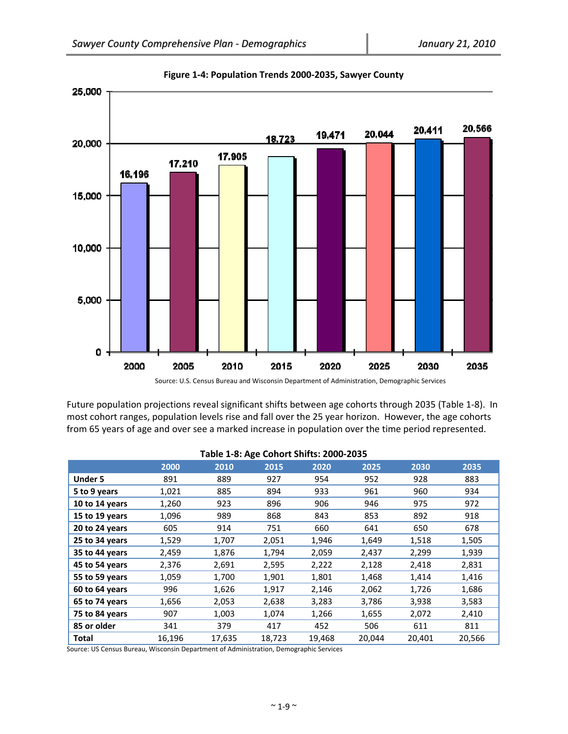**Figure 1-4: Population Trends 2000-2035, Sawyer County**

| Year | Population |
|---|---|
| 2000 | 16,196 |
| 2005 | 17,210 |
| 2010 | 17,905 |
| 2015 | 18,723 |
| 2020 | 19,471 |
| 2025 | 20,044 |
| 2030 | 20,411 |
| 2035 | 20,566 |

Source: U.S. Census Bureau and Wisconsin Department of Administration, Demographic Services

Future population projections reveal significant shifts between age cohorts through 2035 (Table 1-8). In most cohort ranges, population levels rise and fall over the 25 year horizon. However, the age cohorts from 65 years of age and over see a marked increase in population over the time period represented.

**Table 1-8: Age Cohort Shifts: 2000-2035**

| | 2000 | 2010 | 2015 | 2020 | 2025 | 2030 | 2035 |
|---|---|---|---|---|---|---|---|
| **Under 5** | 891 | 889 | 927 | 954 | 952 | 928 | 883 |
| **5 to 9 years** | 1,021 | 885 | 894 | 933 | 961 | 960 | 934 |
| **10 to 14 years** | 1,260 | 923 | 896 | 906 | 946 | 975 | 972 |
| **15 to 19 years** | 1,096 | 989 | 868 | 843 | 853 | 892 | 918 |
| **20 to 24 years** | 605 | 914 | 751 | 660 | 641 | 650 | 678 |
| **25 to 34 years** | 1,529 | 1,707 | 2,051 | 1,946 | 1,649 | 1,518 | 1,505 |
| **35 to 44 years** | 2,459 | 1,876 | 1,794 | 2,059 | 2,437 | 2,299 | 1,939 |
| **45 to 54 years** | 2,376 | 2,691 | 2,595 | 2,222 | 2,128 | 2,418 | 2,831 |
| **55 to 59 years** | 1,059 | 1,700 | 1,901 | 1,801 | 1,468 | 1,414 | 1,416 |
| **60 to 64 years** | 996 | 1,626 | 1,917 | 2,146 | 2,062 | 1,726 | 1,686 |
| **65 to 74 years** | 1,656 | 2,053 | 2,638 | 3,283 | 3,786 | 3,938 | 3,583 |
| **75 to 84 years** | 907 | 1,003 | 1,074 | 1,266 | 1,655 | 2,072 | 2,410 |
| **85 or older** | 341 | 379 | 417 | 452 | 506 | 611 | 811 |
| **Total** | 16,196 | 17,635 | 18,723 | 19,468 | 20,044 | 20,401 | 20,566 |

Source: US Census Bureau, Wisconsin Department of Administration, Demographic Services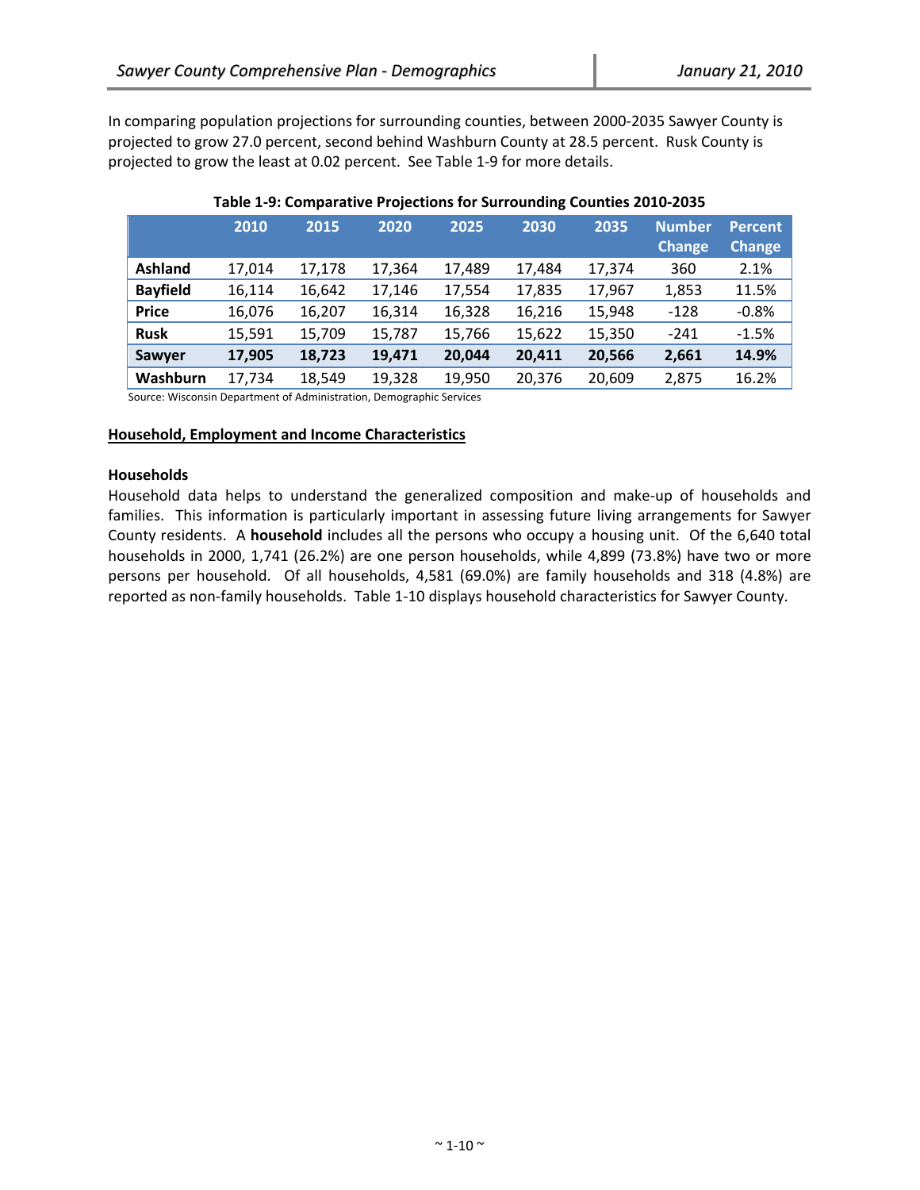In comparing population projections for surrounding counties, between 2000-2035 Sawyer County is projected to grow 27.0 percent, second behind Washburn County at 28.5 percent. Rusk County is projected to grow the least at 0.02 percent. See Table 1-9 for more details.

**Table 1-9: Comparative Projections for Surrounding Counties 2010-2035**

| | 2010 | 2015 | 2020 | 2025 | 2030 | 2035 | Number Change | Percent Change |
|---|---|---|---|---|---|---|---|---|
| **Ashland** | 17,014 | 17,178 | 17,364 | 17,489 | 17,484 | 17,374 | 360 | 2.1% |
| **Bayfield** | 16,114 | 16,642 | 17,146 | 17,554 | 17,835 | 17,967 | 1,853 | 11.5% |
| **Price** | 16,076 | 16,207 | 16,314 | 16,328 | 16,216 | 15,948 | -128 | -0.8% |
| **Rusk** | 15,591 | 15,709 | 15,787 | 15,766 | 15,622 | 15,350 | -241 | -1.5% |
| **Sawyer** | **17,905** | **18,723** | **19,471** | **20,044** | **20,411** | **20,566** | **2,661** | **14.9%** |
| **Washburn** | 17,734 | 18,549 | 19,328 | 19,950 | 20,376 | 20,609 | 2,875 | 16.2% |

Source: Wisconsin Department of Administration, Demographic Services

## Household, Employment and Income Characteristics

### Households

Household data helps to understand the generalized composition and make-up of households and families. This information is particularly important in assessing future living arrangements for Sawyer County residents. A **household** includes all the persons who occupy a housing unit. Of the 6,640 total households in 2000, 1,741 (26.2%) are one person households, while 4,899 (73.8%) have two or more persons per household. Of all households, 4,581 (69.0%) are family households and 318 (4.8%) are reported as non-family households. Table 1-10 displays household characteristics for Sawyer County.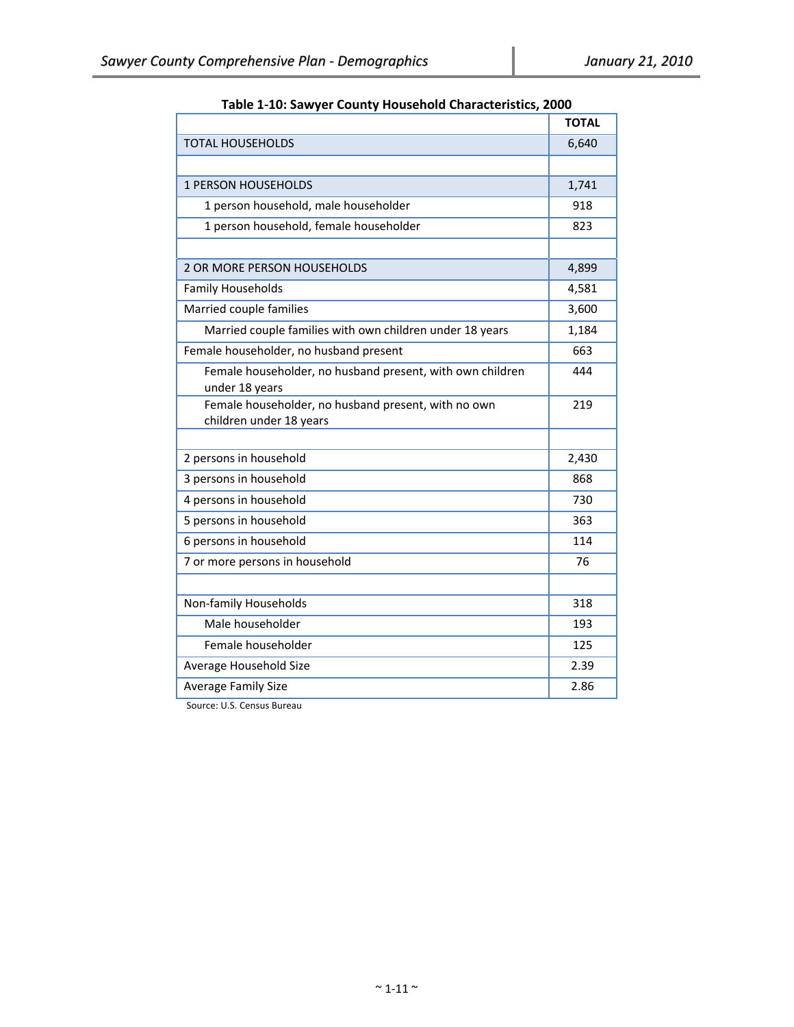**Table 1-10: Sawyer County Household Characteristics, 2000**

| | TOTAL |
|---|---|
| TOTAL HOUSEHOLDS | 6,640 |
| | |
| 1 PERSON HOUSEHOLDS | 1,741 |
| 1 person household, male householder | 918 |
| 1 person household, female householder | 823 |
| | |
| 2 OR MORE PERSON HOUSEHOLDS | 4,899 |
| Family Households | 4,581 |
| Married couple families | 3,600 |
| Married couple families with own children under 18 years | 1,184 |
| Female householder, no husband present | 663 |
| Female householder, no husband present, with own children under 18 years | 444 |
| Female householder, no husband present, with no own children under 18 years | 219 |
| | |
| 2 persons in household | 2,430 |
| 3 persons in household | 868 |
| 4 persons in household | 730 |
| 5 persons in household | 363 |
| 6 persons in household | 114 |
| 7 or more persons in household | 76 |
| | |
| Non-family Households | 318 |
| Male householder | 193 |
| Female householder | 125 |
| Average Household Size | 2.39 |
| Average Family Size | 2.86 |

Source: U.S. Census Bureau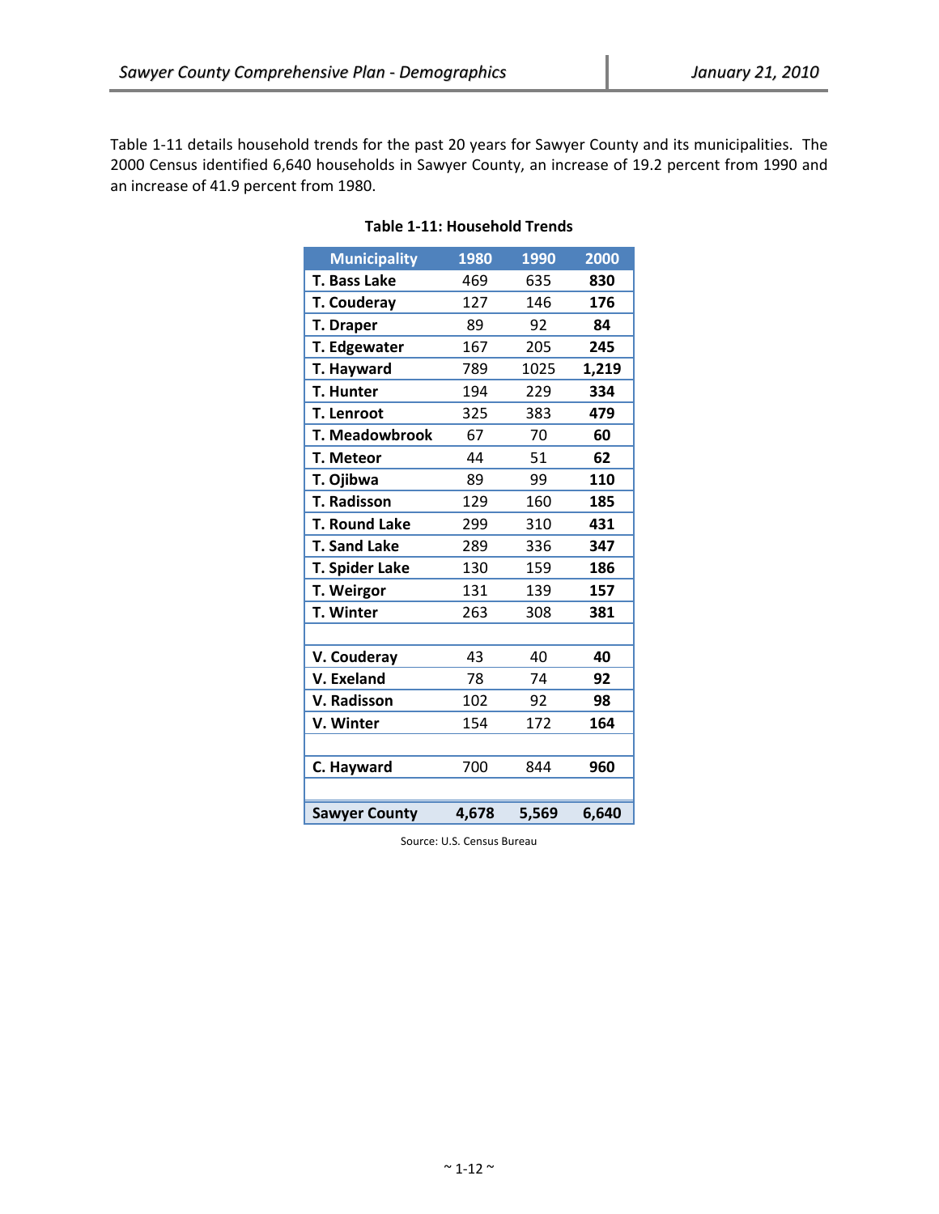Table 1-11 details household trends for the past 20 years for Sawyer County and its municipalities. The 2000 Census identified 6,640 households in Sawyer County, an increase of 19.2 percent from 1990 and an increase of 41.9 percent from 1980.

**Table 1-11: Household Trends**

| Municipality | 1980 | 1990 | 2000 |
|---|---|---|---|
| T. Bass Lake | 469 | 635 | **830** |
| T. Couderay | 127 | 146 | **176** |
| T. Draper | 89 | 92 | **84** |
| T. Edgewater | 167 | 205 | **245** |
| T. Hayward | 789 | 1025 | **1,219** |
| T. Hunter | 194 | 229 | **334** |
| T. Lenroot | 325 | 383 | **479** |
| T. Meadowbrook | 67 | 70 | **60** |
| T. Meteor | 44 | 51 | **62** |
| T. Ojibwa | 89 | 99 | **110** |
| T. Radisson | 129 | 160 | **185** |
| T. Round Lake | 299 | 310 | **431** |
| T. Sand Lake | 289 | 336 | **347** |
| T. Spider Lake | 130 | 159 | **186** |
| T. Weirgor | 131 | 139 | **157** |
| T. Winter | 263 | 308 | **381** |
| | | | |
| V. Couderay | 43 | 40 | **40** |
| V. Exeland | 78 | 74 | **92** |
| V. Radisson | 102 | 92 | **98** |
| V. Winter | 154 | 172 | **164** |
| | | | |
| C. Hayward | 700 | 844 | **960** |
| | | | |
| **Sawyer County** | **4,678** | **5,569** | **6,640** |

Source: U.S. Census Bureau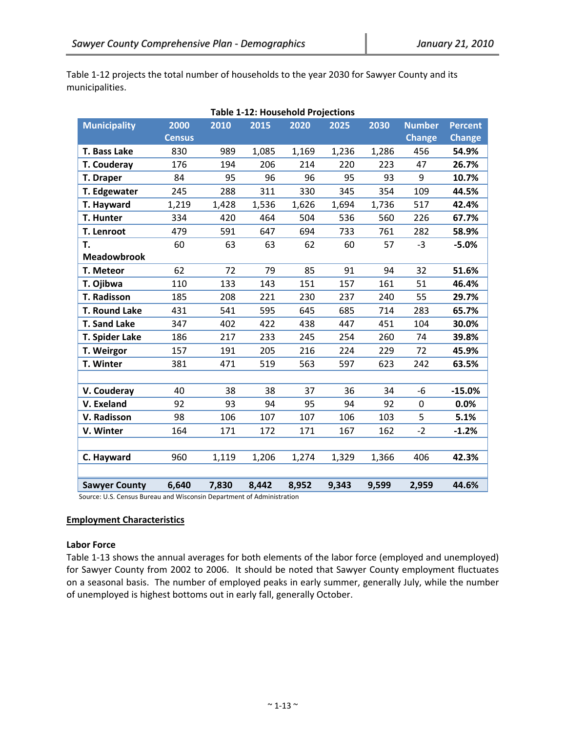Table 1-12 projects the total number of households to the year 2030 for Sawyer County and its municipalities.

**Table 1-12: Household Projections**

| Municipality | 2000 Census | 2010 | 2015 | 2020 | 2025 | 2030 | Number Change | Percent Change |
|---|---|---|---|---|---|---|---|---|
| **T. Bass Lake** | 830 | 989 | 1,085 | 1,169 | 1,236 | 1,286 | 456 | **54.9%** |
| **T. Couderay** | 176 | 194 | 206 | 214 | 220 | 223 | 47 | **26.7%** |
| **T. Draper** | 84 | 95 | 96 | 96 | 95 | 93 | 9 | **10.7%** |
| **T. Edgewater** | 245 | 288 | 311 | 330 | 345 | 354 | 109 | **44.5%** |
| **T. Hayward** | 1,219 | 1,428 | 1,536 | 1,626 | 1,694 | 1,736 | 517 | **42.4%** |
| **T. Hunter** | 334 | 420 | 464 | 504 | 536 | 560 | 226 | **67.7%** |
| **T. Lenroot** | 479 | 591 | 647 | 694 | 733 | 761 | 282 | **58.9%** |
| **T. Meadowbrook** | 60 | 63 | 63 | 62 | 60 | 57 | -3 | **-5.0%** |
| **T. Meteor** | 62 | 72 | 79 | 85 | 91 | 94 | 32 | **51.6%** |
| **T. Ojibwa** | 110 | 133 | 143 | 151 | 157 | 161 | 51 | **46.4%** |
| **T. Radisson** | 185 | 208 | 221 | 230 | 237 | 240 | 55 | **29.7%** |
| **T. Round Lake** | 431 | 541 | 595 | 645 | 685 | 714 | 283 | **65.7%** |
| **T. Sand Lake** | 347 | 402 | 422 | 438 | 447 | 451 | 104 | **30.0%** |
| **T. Spider Lake** | 186 | 217 | 233 | 245 | 254 | 260 | 74 | **39.8%** |
| **T. Weirgor** | 157 | 191 | 205 | 216 | 224 | 229 | 72 | **45.9%** |
| **T. Winter** | 381 | 471 | 519 | 563 | 597 | 623 | 242 | **63.5%** |
| | | | | | | | | |
| **V. Couderay** | 40 | 38 | 38 | 37 | 36 | 34 | -6 | **-15.0%** |
| **V. Exeland** | 92 | 93 | 94 | 95 | 94 | 92 | 0 | **0.0%** |
| **V. Radisson** | 98 | 106 | 107 | 107 | 106 | 103 | 5 | **5.1%** |
| **V. Winter** | 164 | 171 | 172 | 171 | 167 | 162 | -2 | **-1.2%** |
| | | | | | | | | |
| **C. Hayward** | 960 | 1,119 | 1,206 | 1,274 | 1,329 | 1,366 | 406 | **42.3%** |
| | | | | | | | | |
| **Sawyer County** | **6,640** | **7,830** | **8,442** | **8,952** | **9,343** | **9,599** | **2,959** | **44.6%** |

Source: U.S. Census Bureau and Wisconsin Department of Administration

## Employment Characteristics

### Labor Force

Table 1-13 shows the annual averages for both elements of the labor force (employed and unemployed) for Sawyer County from 2002 to 2006. It should be noted that Sawyer County employment fluctuates on a seasonal basis. The number of employed peaks in early summer, generally July, while the number of unemployed is highest bottoms out in early fall, generally October.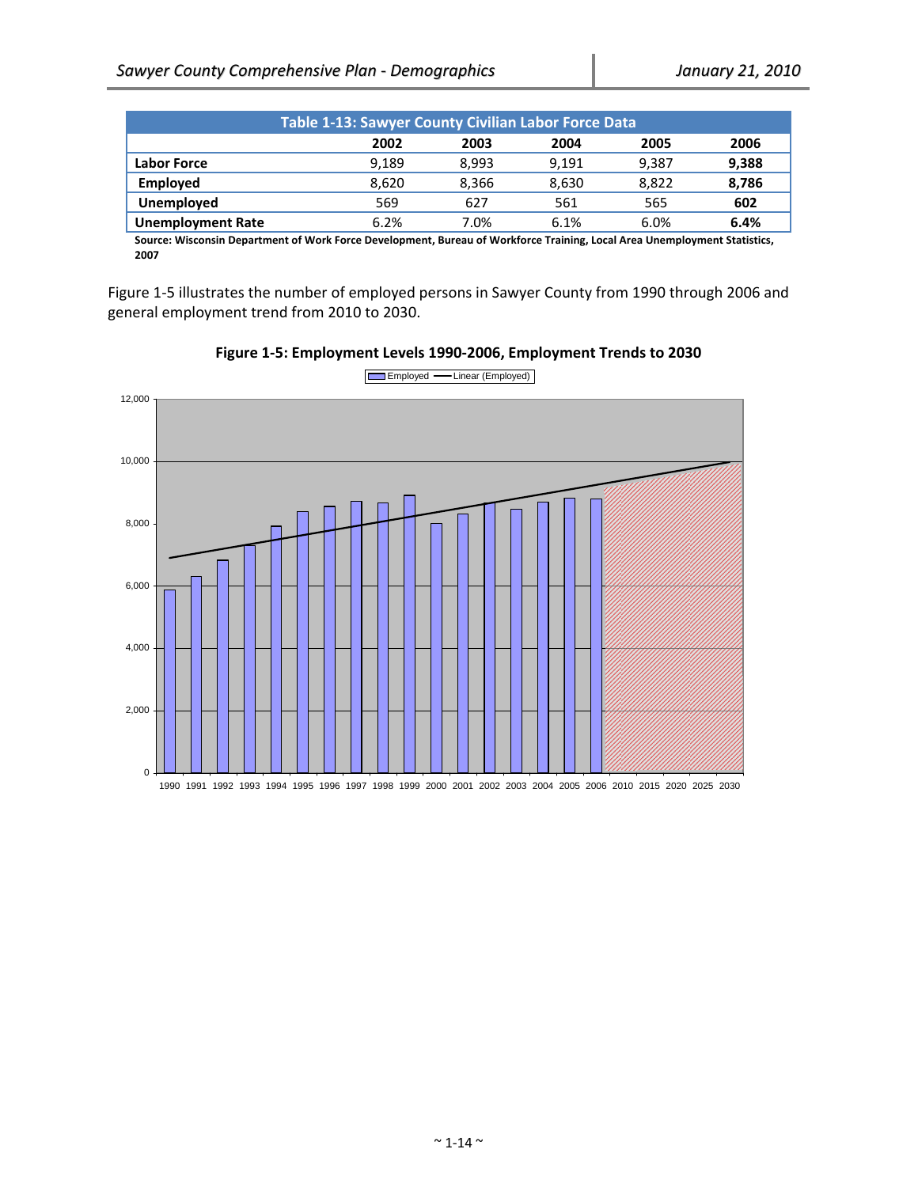| Table 1-13: Sawyer County Civilian Labor Force Data | | | | | |
|---|---|---|---|---|---|
| | 2002 | 2003 | 2004 | 2005 | 2006 |
| Labor Force | 9,189 | 8,993 | 9,191 | 9,387 | **9,388** |
| Employed | 8,620 | 8,366 | 8,630 | 8,822 | **8,786** |
| Unemployed | 569 | 627 | 561 | 565 | **602** |
| Unemployment Rate | 6.2% | 7.0% | 6.1% | 6.0% | **6.4%** |

**Source: Wisconsin Department of Work Force Development, Bureau of Workforce Training, Local Area Unemployment Statistics, 2007**

Figure 1-5 illustrates the number of employed persons in Sawyer County from 1990 through 2006 and general employment trend from 2010 to 2030.

**Figure 1-5: Employment Levels 1990-2006, Employment Trends to 2030**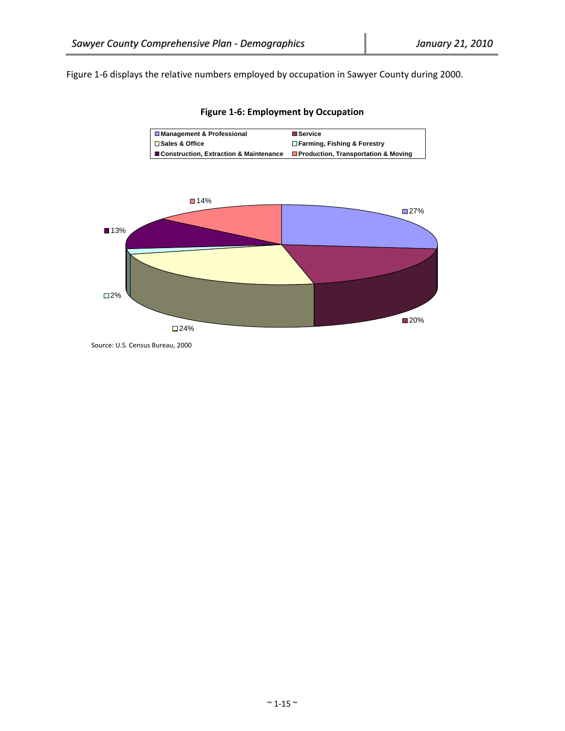Figure 1-6 displays the relative numbers employed by occupation in Sawyer County during 2000.

**Figure 1-6: Employment by Occupation**

| Occupation | Percent |
|---|---|
| Management & Professional | 27% |
| Service | 20% |
| Sales & Office | 24% |
| Farming, Fishing & Forestry | 2% |
| Construction, Extraction & Maintenance | 13% |
| Production, Transportation & Moving | 14% |

Source: U.S. Census Bureau, 2000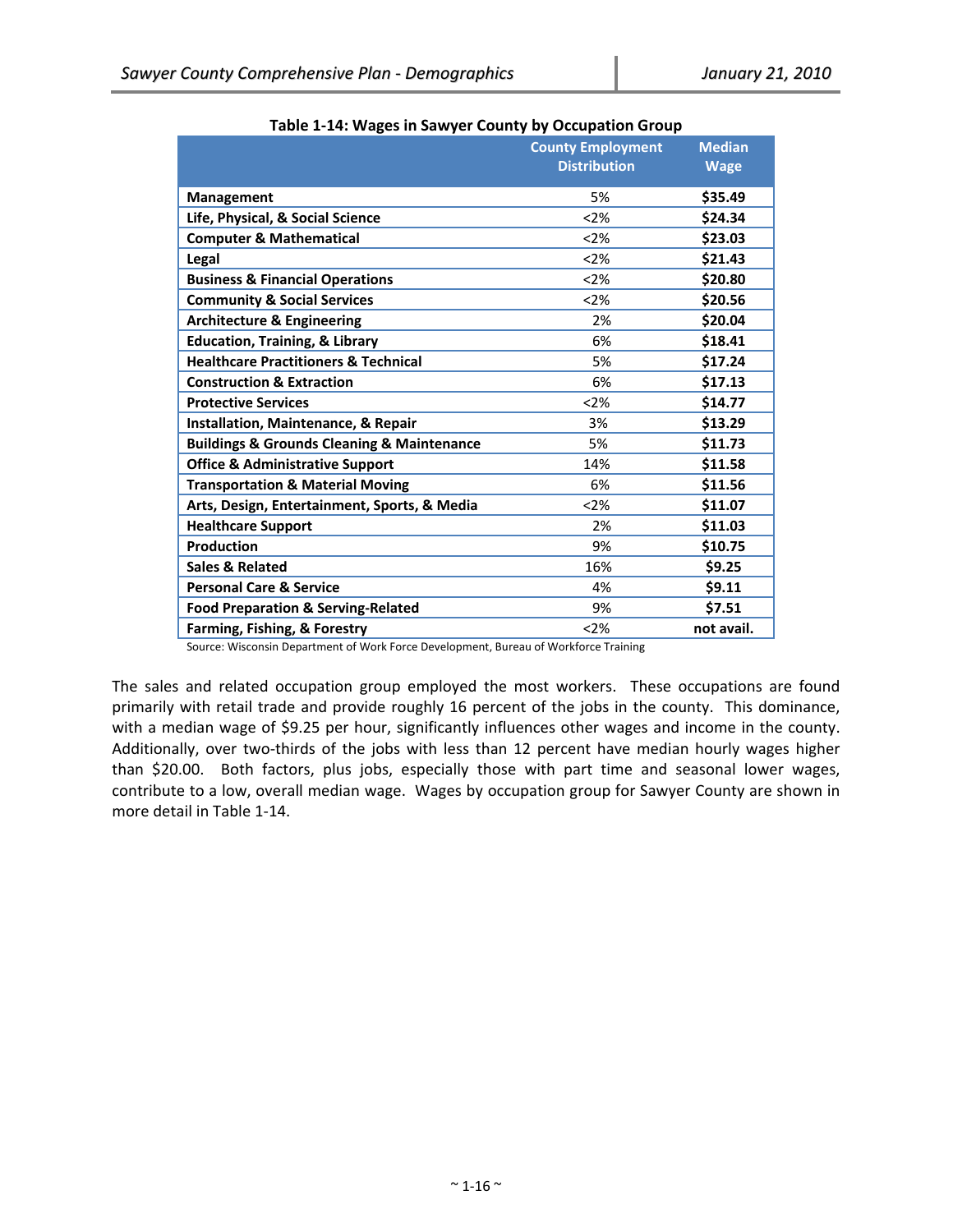**Table 1-14: Wages in Sawyer County by Occupation Group**

| | County Employment Distribution | Median Wage |
|---|---|---|
| **Management** | 5% | **$35.49** |
| **Life, Physical, & Social Science** | <2% | **$24.34** |
| **Computer & Mathematical** | <2% | **$23.03** |
| **Legal** | <2% | **$21.43** |
| **Business & Financial Operations** | <2% | **$20.80** |
| **Community & Social Services** | <2% | **$20.56** |
| **Architecture & Engineering** | 2% | **$20.04** |
| **Education, Training, & Library** | 6% | **$18.41** |
| **Healthcare Practitioners & Technical** | 5% | **$17.24** |
| **Construction & Extraction** | 6% | **$17.13** |
| **Protective Services** | <2% | **$14.77** |
| **Installation, Maintenance, & Repair** | 3% | **$13.29** |
| **Buildings & Grounds Cleaning & Maintenance** | 5% | **$11.73** |
| **Office & Administrative Support** | 14% | **$11.58** |
| **Transportation & Material Moving** | 6% | **$11.56** |
| **Arts, Design, Entertainment, Sports, & Media** | <2% | **$11.07** |
| **Healthcare Support** | 2% | **$11.03** |
| **Production** | 9% | **$10.75** |
| **Sales & Related** | 16% | **$9.25** |
| **Personal Care & Service** | 4% | **$9.11** |
| **Food Preparation & Serving-Related** | 9% | **$7.51** |
| **Farming, Fishing, & Forestry** | <2% | **not avail.** |

Source: Wisconsin Department of Work Force Development, Bureau of Workforce Training

The sales and related occupation group employed the most workers. These occupations are found primarily with retail trade and provide roughly 16 percent of the jobs in the county. This dominance, with a median wage of $9.25 per hour, significantly influences other wages and income in the county. Additionally, over two-thirds of the jobs with less than 12 percent have median hourly wages higher than $20.00. Both factors, plus jobs, especially those with part time and seasonal lower wages, contribute to a low, overall median wage. Wages by occupation group for Sawyer County are shown in more detail in Table 1-14.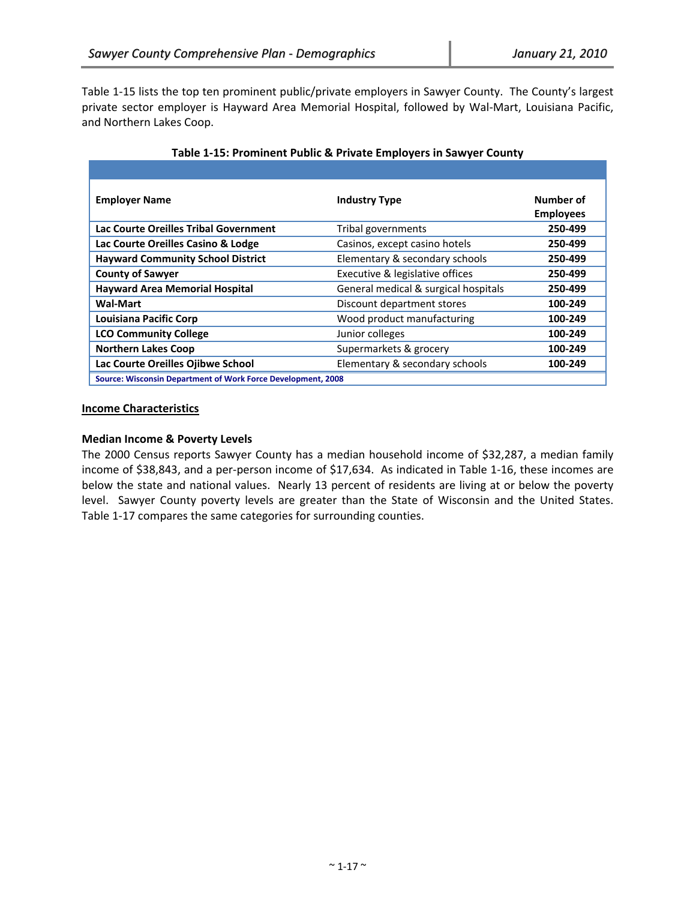Table 1-15 lists the top ten prominent public/private employers in Sawyer County. The County's largest private sector employer is Hayward Area Memorial Hospital, followed by Wal-Mart, Louisiana Pacific, and Northern Lakes Coop.

**Table 1-15: Prominent Public & Private Employers in Sawyer County**

| Employer Name | Industry Type | Number of Employees |
|---|---|---|
| **Lac Courte Oreilles Tribal Government** | Tribal governments | **250-499** |
| **Lac Courte Oreilles Casino & Lodge** | Casinos, except casino hotels | **250-499** |
| **Hayward Community School District** | Elementary & secondary schools | **250-499** |
| **County of Sawyer** | Executive & legislative offices | **250-499** |
| **Hayward Area Memorial Hospital** | General medical & surgical hospitals | **250-499** |
| **Wal-Mart** | Discount department stores | **100-249** |
| **Louisiana Pacific Corp** | Wood product manufacturing | **100-249** |
| **LCO Community College** | Junior colleges | **100-249** |
| **Northern Lakes Coop** | Supermarkets & grocery | **100-249** |
| **Lac Courte Oreilles Ojibwe School** | Elementary & secondary schools | **100-249** |

Source: Wisconsin Department of Work Force Development, 2008

## Income Characteristics

### Median Income & Poverty Levels

The 2000 Census reports Sawyer County has a median household income of $32,287, a median family income of $38,843, and a per-person income of $17,634. As indicated in Table 1-16, these incomes are below the state and national values. Nearly 13 percent of residents are living at or below the poverty level. Sawyer County poverty levels are greater than the State of Wisconsin and the United States. Table 1-17 compares the same categories for surrounding counties.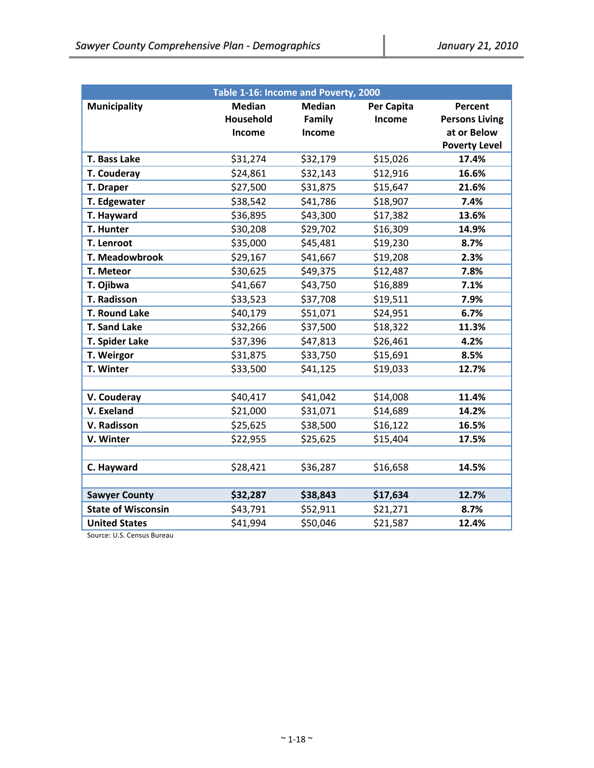| Table 1-16: Income and Poverty, 2000 | | | | |
|---|---|---|---|---|
| **Municipality** | **Median Household Income** | **Median Family Income** | **Per Capita Income** | **Percent Persons Living at or Below Poverty Level** |
| **T. Bass Lake** | $31,274 | $32,179 | $15,026 | **17.4%** |
| **T. Couderay** | $24,861 | $32,143 | $12,916 | **16.6%** |
| **T. Draper** | $27,500 | $31,875 | $15,647 | **21.6%** |
| **T. Edgewater** | $38,542 | $41,786 | $18,907 | **7.4%** |
| **T. Hayward** | $36,895 | $43,300 | $17,382 | **13.6%** |
| **T. Hunter** | $30,208 | $29,702 | $16,309 | **14.9%** |
| **T. Lenroot** | $35,000 | $45,481 | $19,230 | **8.7%** |
| **T. Meadowbrook** | $29,167 | $41,667 | $19,208 | **2.3%** |
| **T. Meteor** | $30,625 | $49,375 | $12,487 | **7.8%** |
| **T. Ojibwa** | $41,667 | $43,750 | $16,889 | **7.1%** |
| **T. Radisson** | $33,523 | $37,708 | $19,511 | **7.9%** |
| **T. Round Lake** | $40,179 | $51,071 | $24,951 | **6.7%** |
| **T. Sand Lake** | $32,266 | $37,500 | $18,322 | **11.3%** |
| **T. Spider Lake** | $37,396 | $47,813 | $26,461 | **4.2%** |
| **T. Weirgor** | $31,875 | $33,750 | $15,691 | **8.5%** |
| **T. Winter** | $33,500 | $41,125 | $19,033 | **12.7%** |
| | | | | |
| **V. Couderay** | $40,417 | $41,042 | $14,008 | **11.4%** |
| **V. Exeland** | $21,000 | $31,071 | $14,689 | **14.2%** |
| **V. Radisson** | $25,625 | $38,500 | $16,122 | **16.5%** |
| **V. Winter** | $22,955 | $25,625 | $15,404 | **17.5%** |
| | | | | |
| **C. Hayward** | $28,421 | $36,287 | $16,658 | **14.5%** |
| | | | | |
| **Sawyer County** | **$32,287** | **$38,843** | **$17,634** | **12.7%** |
| **State of Wisconsin** | $43,791 | $52,911 | $21,271 | **8.7%** |
| **United States** | $41,994 | $50,046 | $21,587 | **12.4%** |

Source: U.S. Census Bureau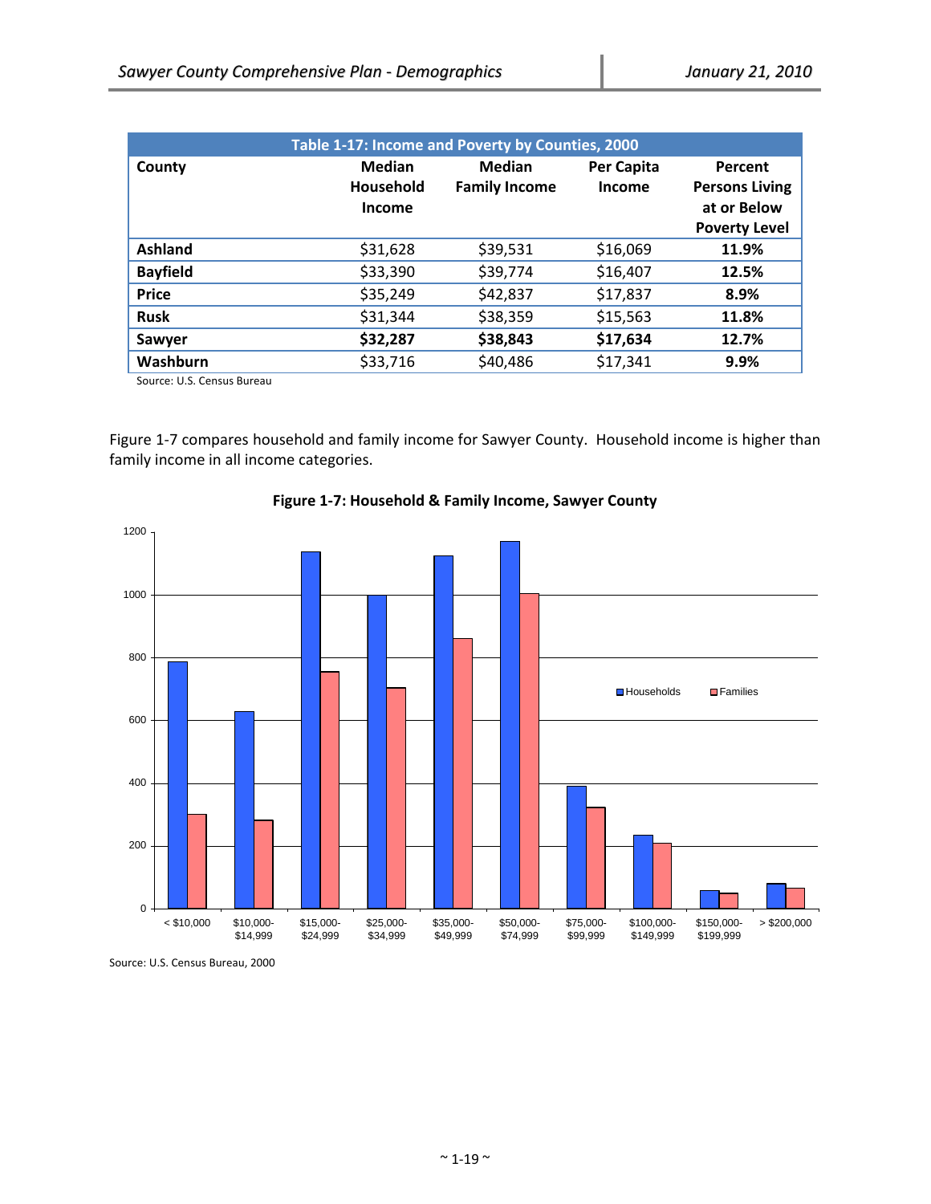| Table 1-17: Income and Poverty by Counties, 2000 | | | | |
|---|---|---|---|---|
| **County** | **Median Household Income** | **Median Family Income** | **Per Capita Income** | **Percent Persons Living at or Below Poverty Level** |
| **Ashland** | $31,628 | $39,531 | $16,069 | **11.9%** |
| **Bayfield** | $33,390 | $39,774 | $16,407 | **12.5%** |
| **Price** | $35,249 | $42,837 | $17,837 | **8.9%** |
| **Rusk** | $31,344 | $38,359 | $15,563 | **11.8%** |
| **Sawyer** | **$32,287** | **$38,843** | **$17,634** | **12.7%** |
| **Washburn** | $33,716 | $40,486 | $17,341 | **9.9%** |

Source: U.S. Census Bureau

Figure 1-7 compares household and family income for Sawyer County. Household income is higher than family income in all income categories.

**Figure 1-7: Household & Family Income, Sawyer County**

Source: U.S. Census Bureau, 2000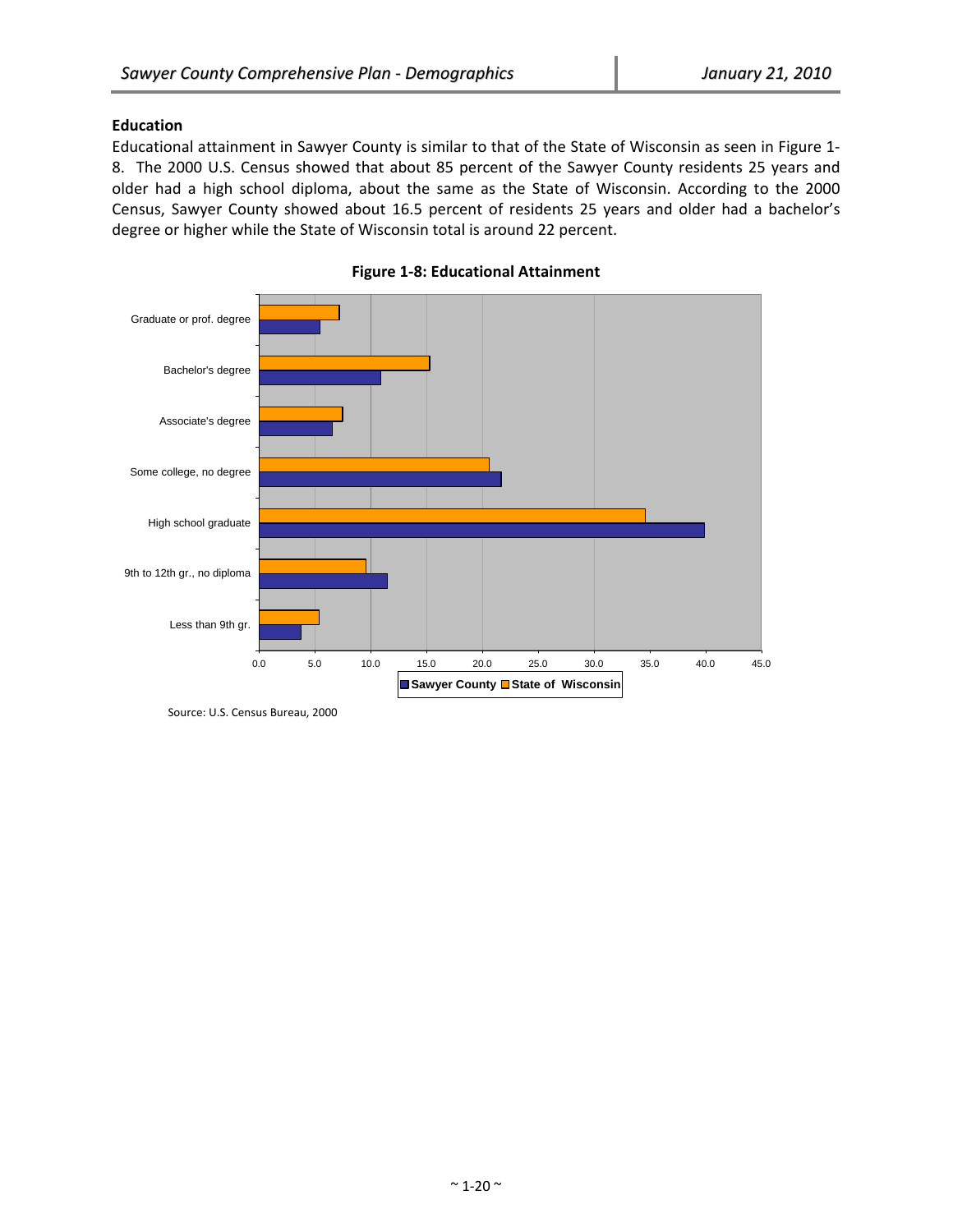## Education

Educational attainment in Sawyer County is similar to that of the State of Wisconsin as seen in Figure 1-8. The 2000 U.S. Census showed that about 85 percent of the Sawyer County residents 25 years and older had a high school diploma, about the same as the State of Wisconsin. According to the 2000 Census, Sawyer County showed about 16.5 percent of residents 25 years and older had a bachelor's degree or higher while the State of Wisconsin total is around 22 percent.

**Figure 1-8: Educational Attainment**

Graduate or prof. degree
Bachelor's degree
Associate's degree
Some college, no degree
High school graduate
9th to 12th gr., no diploma
Less than 9th gr.

0.0 5.0 10.0 15.0 20.0 25.0 30.0 35.0 40.0 45.0

Sawyer County State of Wisconsin

Source: U.S. Census Bureau, 2000